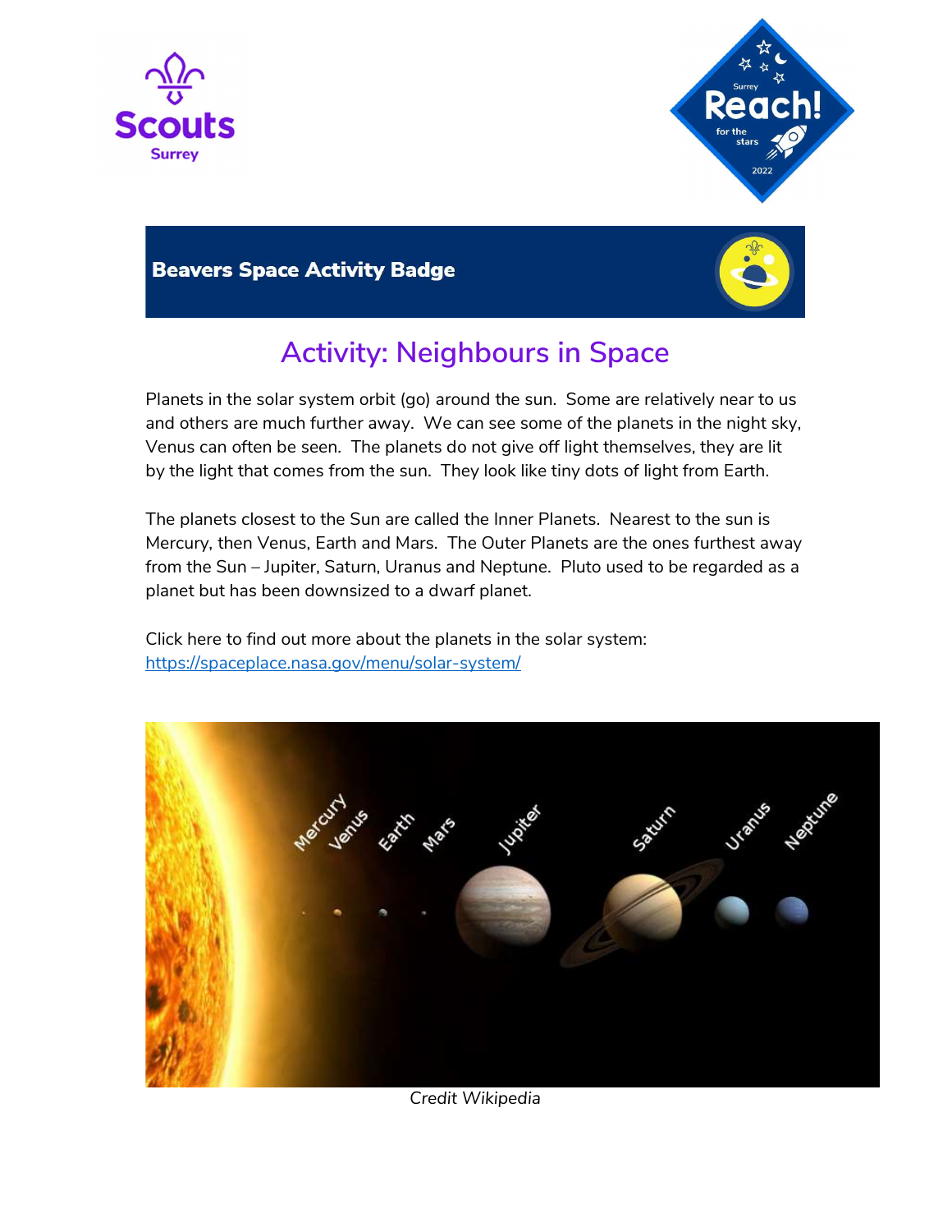**Beavers Space Activity Badge**

# Activity: Neighbours in Space

Planets in the solar system orbit (go) around the sun. Some are relatively near to us and others are much further away. We can see some of the planets in the night sky, Venus can often be seen. The planets do not give off light themselves, they are lit by the light that comes from the sun. They look like tiny dots of light from Earth.

The planets closest to the Sun are called the Inner Planets. Nearest to the sun is Mercury, then Venus, Earth and Mars. The Outer Planets are the ones furthest away from the Sun – Jupiter, Saturn, Uranus and Neptune. Pluto used to be regarded as a planet but has been downsized to a dwarf planet.

Click here to find out more about the planets in the solar system:
https://spaceplace.nasa.gov/menu/solar-system/

*Credit Wikipedia*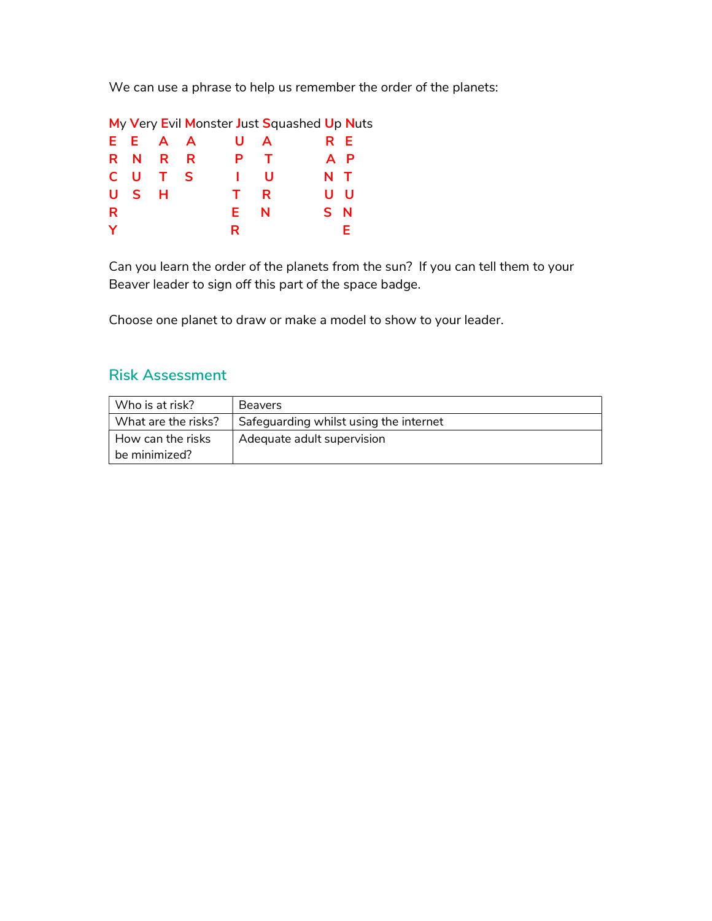We can use a phrase to help us remember the order of the planets:

| | | | | | | | |
|---|---|---|---|---|---|---|---|
| **M**y | **V**ery | **E**vil | **M**onster | **J**ust | **S**quashed | **U**p | **N**uts |
| **E** | **E** | **A** | **A** | **U** | **A** | **R** | **E** |
| **R** | **N** | **R** | **R** | **P** | **T** | **A** | **P** |
| **C** | **U** | **T** | **S** | **I** | **U** | **N** | **T** |
| **U** | **S** | **H** | | **T** | **R** | **U** | **U** |
| **R** | | | | **E** | **N** | **S** | **N** |
| **Y** | | | | **R** | | | **E** |

Can you learn the order of the planets from the sun? If you can tell them to your Beaver leader to sign off this part of the space badge.

Choose one planet to draw or make a model to show to your leader.

## Risk Assessment

| | |
|---|---|
| Who is at risk? | Beavers |
| What are the risks? | Safeguarding whilst using the internet |
| How can the risks be minimized? | Adequate adult supervision |